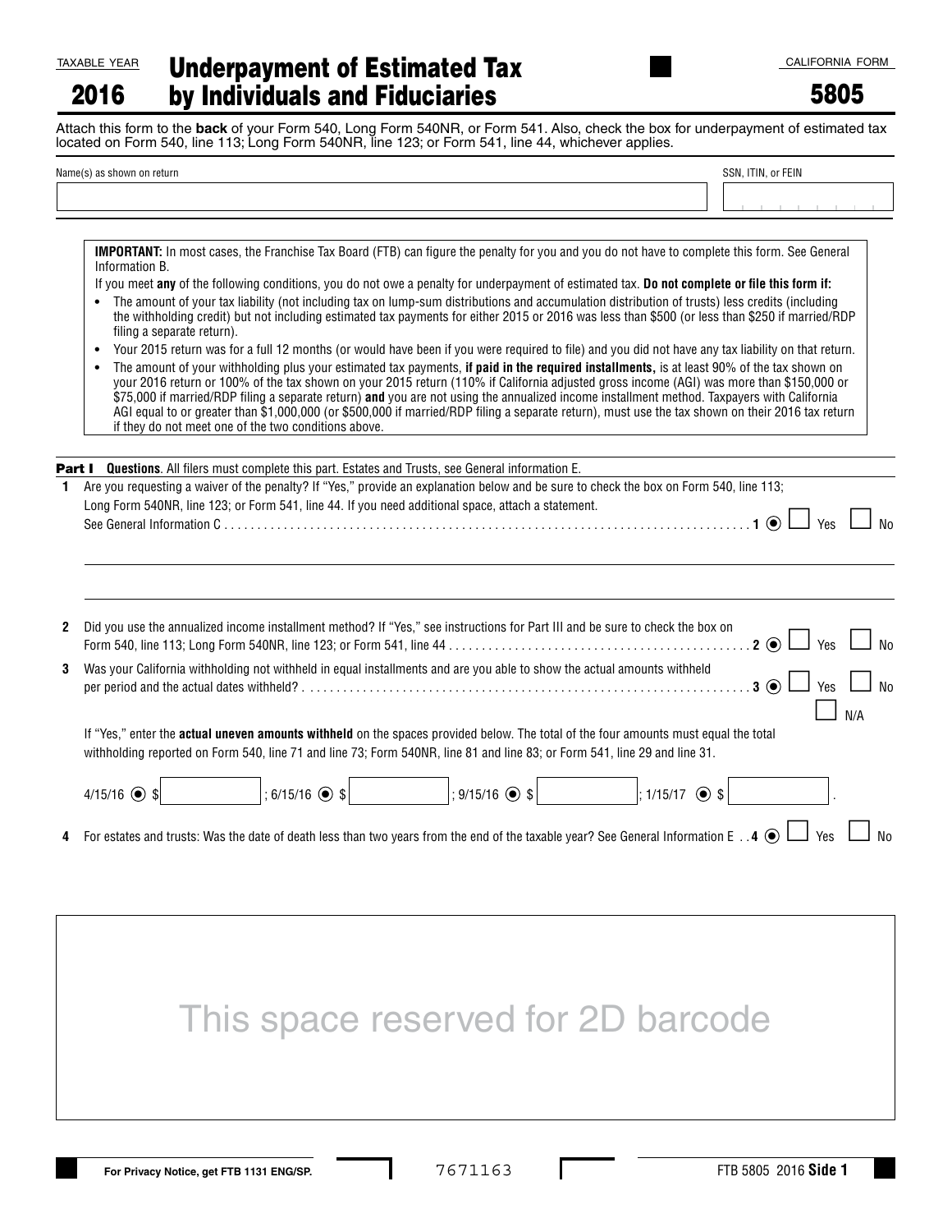TAXABLE YEAR

**2016**

# Underpayment of Estimated Tax by Individuals and Fiduciaries

CALIFORNIA FORM

**5805**

Attach this form to the **back** of your Form 540, Long Form 540NR, or Form 541. Also, check the box for underpayment of estimated tax located on Form 540, line 113; Long Form 540NR, line 123; or Form 541, line 44, whichever applies.

| Name(s) as shown on return | SSN, ITIN, or FEIN |
|---|---|
| | |

**IMPORTANT:** In most cases, the Franchise Tax Board (FTB) can figure the penalty for you and you do not have to complete this form. See General Information B.

If you meet **any** of the following conditions, you do not owe a penalty for underpayment of estimated tax. **Do not complete or file this form if:**

- The amount of your tax liability (not including tax on lump-sum distributions and accumulation distribution of trusts) less credits (including the withholding credit) but not including estimated tax payments for either 2015 or 2016 was less than $500 (or less than $250 if married/RDP filing a separate return).
- Your 2015 return was for a full 12 months (or would have been if you were required to file) and you did not have any tax liability on that return.
- The amount of your withholding plus your estimated tax payments, **if paid in the required installments,** is at least 90% of the tax shown on your 2016 return or 100% of the tax shown on your 2015 return (110% if California adjusted gross income (AGI) was more than $150,000 or $75,000 if married/RDP filing a separate return) **and** you are not using the annualized income installment method. Taxpayers with California AGI equal to or greater than $1,000,000 (or $500,000 if married/RDP filing a separate return), must use the tax shown on their 2016 tax return if they do not meet one of the two conditions above.

## Part I Questions. All filers must complete this part. Estates and Trusts, see General information E.

**1** Are you requesting a waiver of the penalty? If "Yes," provide an explanation below and be sure to check the box on Form 540, line 113; Long Form 540NR, line 123; or Form 541, line 44. If you need additional space, attach a statement.
See General Information C . . . . . . . . . . **1** ☐ Yes ☐ No

**2** Did you use the annualized income installment method? If "Yes," see instructions for Part III and be sure to check the box on Form 540, line 113; Long Form 540NR, line 123; or Form 541, line 44 . . . . . . . . . . **2** ☐ Yes ☐ No

**3** Was your California withholding not withheld in equal installments and are you able to show the actual amounts withheld per period and the actual dates withheld? . . . . . . . . . . **3** ☐ Yes ☐ No ☐ N/A

If "Yes," enter the **actual uneven amounts withheld** on the spaces provided below. The total of the four amounts must equal the total withholding reported on Form 540, line 71 and line 73; Form 540NR, line 81 and line 83; or Form 541, line 29 and line 31.

4/15/16 $ ________ ; 6/15/16 $ ________ ; 9/15/16 $ ________ ; 1/15/17 $ ________ .

**4** For estates and trusts: Was the date of death less than two years from the end of the taxable year? See General Information E . . **4** ☐ Yes ☐ No

This space reserved for 2D barcode

For Privacy Notice, get FTB 1131 ENG/SP.

7671163

FTB 5805 2016 **Side 1**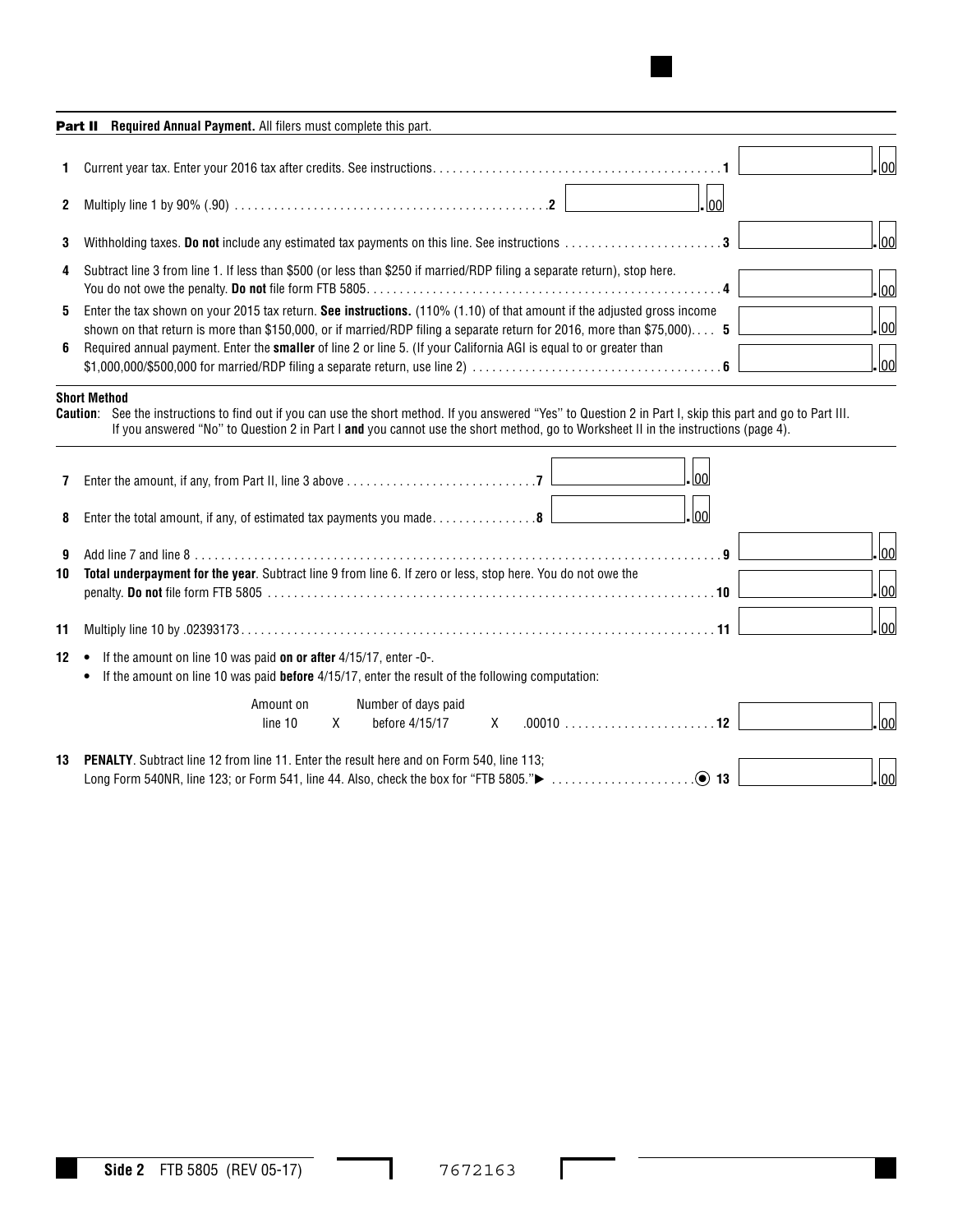**Part II Required Annual Payment.** All filers must complete this part.

**1** Current year tax. Enter your 2016 tax after credits. See instructions. . . . . . . . . . . . . . . . . . . . . . . . . . . . . . . . . . . . . . . . . . . . . . . **1** ______ .00

**2** Multiply line 1 by 90% (.90) . . . . . . . . . . . . . . . . . . . . . . . . . . . . . . . . . . . . . . . . . . . . . . . . . .**2** ______ .00

**3** Withholding taxes. **Do not** include any estimated tax payments on this line. See instructions . . . . . . . . . . . . . . . . . . . . . . . . **3** ______ .00

**4** Subtract line 3 from line 1. If less than $500 (or less than $250 if married/RDP filing a separate return), stop here. You do not owe the penalty. **Do not** file form FTB 5805. . . . . . . . . . . . . . . . . . . . . . . . . . . . . . . . . . . . . . . . . . . . . . . . . . . . . **4** ______ .00

**5** Enter the tax shown on your 2015 tax return. **See instructions.** (110% (1.10) of that amount if the adjusted gross income shown on that return is more than $150,000, or if married/RDP filing a separate return for 2016, more than $75,000). . . . **5** ______ .00

**6** Required annual payment. Enter the **smaller** of line 2 or line 5. (If your California AGI is equal to or greater than $1,000,000/$500,000 for married/RDP filing a separate return, use line 2) . . . . . . . . . . . . . . . . . . . . . . . . . . . . . . . . . . . . . **6** ______ .00

**Short Method**

**Caution**: See the instructions to find out if you can use the short method. If you answered "Yes" to Question 2 in Part I, skip this part and go to Part III. If you answered "No" to Question 2 in Part I **and** you cannot use the short method, go to Worksheet II in the instructions (page 4).

**7** Enter the amount, if any, from Part II, line 3 above . . . . . . . . . . . . . . . . . . . . . . . . . . . . .**7** ______ .00

**8** Enter the total amount, if any, of estimated tax payments you made. . . . . . . . . . . . . . . .**8** ______ .00

**9** Add line 7 and line 8 . . . . . . . . . . . . . . . . . . . . . . . . . . . . . . . . . . . . . . . . . . . . . . . . . . . . . . . . . . . . . . . . . . . . . . . . . . . . **9** ______ .00

**10** **Total underpayment for the year**. Subtract line 9 from line 6. If zero or less, stop here. You do not owe the penalty. **Do not** file form FTB 5805 . . . . . . . . . . . . . . . . . . . . . . . . . . . . . . . . . . . . . . . . . . . . . . . . . . . . . . . . . . . . . . . . . . . . **10** ______ .00

**11** Multiply line 10 by .02393173. . . . . . . . . . . . . . . . . . . . . . . . . . . . . . . . . . . . . . . . . . . . . . . . . . . . . . . . . . . . . . . . . . . . . . . **11** ______ .00

**12**
- If the amount on line 10 was paid **on or after** 4/15/17, enter -0-.
- If the amount on line 10 was paid **before** 4/15/17, enter the result of the following computation:

Amount on line 10 X Number of days paid before 4/15/17 X .00010 . . . . . . . . . . . . . . . . . . . . . . . **12** ______ .00

**13** **PENALTY**. Subtract line 12 from line 11. Enter the result here and on Form 540, line 113; Long Form 540NR, line 123; or Form 541, line 44. Also, check the box for "FTB 5805."▶ . . . . . . . . . . . . . . . . . . . . . . **13** ______ .00

Side 2 FTB 5805 (REV 05-17) 7672163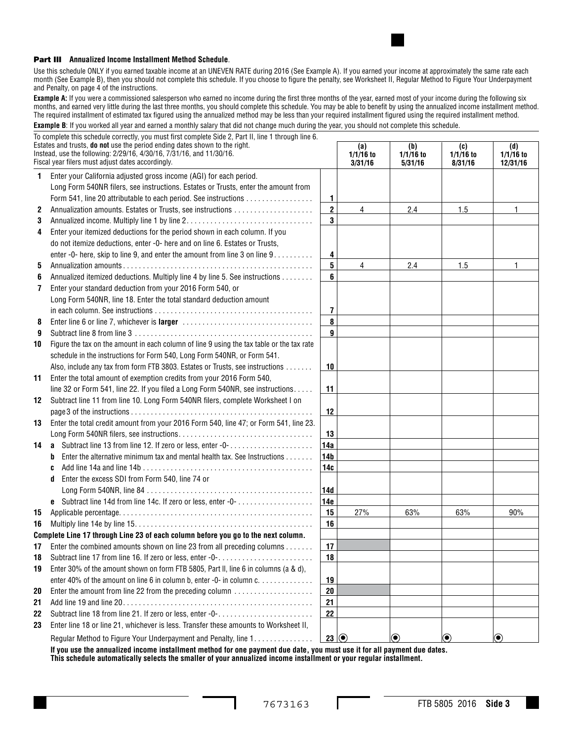**Part III Annualized Income Installment Method Schedule**.

Use this schedule ONLY if you earned taxable income at an UNEVEN RATE during 2016 (See Example A). If you earned your income at approximately the same rate each month (See Example B), then you should not complete this schedule. If you choose to figure the penalty, see Worksheet II, Regular Method to Figure Your Underpayment and Penalty, on page 4 of the instructions.

**Example A:** If you were a commissioned salesperson who earned no income during the first three months of the year, earned most of your income during the following six months, and earned very little during the last three months, you should complete this schedule. You may be able to benefit by using the annualized income installment method. The required installment of estimated tax figured using the annualized method may be less than your required installment figured using the required installment method.

**Example B**: If you worked all year and earned a monthly salary that did not change much during the year, you should not complete this schedule.

| To complete this schedule correctly, you must first complete Side 2, Part II, line 1 through line 6. Estates and trusts, **do not** use the period ending dates shown to the right. Instead, use the following: 2/29/16, 4/30/16, 7/31/16, and 11/30/16. Fiscal year filers must adjust dates accordingly. | | (a) 1/1/16 to 3/31/16 | (b) 1/1/16 to 5/31/16 | (c) 1/1/16 to 8/31/16 | (d) 1/1/16 to 12/31/16 |
|---|---|---|---|---|---|
| **1** Enter your California adjusted gross income (AGI) for each period. Long Form 540NR filers, see instructions. Estates or Trusts, enter the amount from Form 541, line 20 attributable to each period. See instructions | **1** | | | | |
| **2** Annualization amounts. Estates or Trusts, see instructions | **2** | 4 | 2.4 | 1.5 | 1 |
| **3** Annualized income. Multiply line 1 by line 2 | **3** | | | | |
| **4** Enter your itemized deductions for the period shown in each column. If you do not itemize deductions, enter -0- here and on line 6. Estates or Trusts, enter -0- here, skip to line 9, and enter the amount from line 3 on line 9 | **4** | | | | |
| **5** Annualization amounts | **5** | 4 | 2.4 | 1.5 | 1 |
| **6** Annualized itemized deductions. Multiply line 4 by line 5. See instructions | **6** | | | | |
| **7** Enter your standard deduction from your 2016 Form 540, or Long Form 540NR, line 18. Enter the total standard deduction amount in each column. See instructions | **7** | | | | |
| **8** Enter line 6 or line 7, whichever is **larger** | **8** | | | | |
| **9** Subtract line 8 from line 3 | **9** | | | | |
| **10** Figure the tax on the amount in each column of line 9 using the tax table or the tax rate schedule in the instructions for Form 540, Long Form 540NR, or Form 541. Also, include any tax from form FTB 3803. Estates or Trusts, see instructions | **10** | | | | |
| **11** Enter the total amount of exemption credits from your 2016 Form 540, line 32 or Form 541, line 22. If you filed a Long Form 540NR, see instructions | **11** | | | | |
| **12** Subtract line 11 from line 10. Long Form 540NR filers, complete Worksheet I on page 3 of the instructions | **12** | | | | |
| **13** Enter the total credit amount from your 2016 Form 540, line 47; or Form 541, line 23. Long Form 540NR filers, see instructions | **13** | | | | |
| **14 a** Subtract line 13 from line 12. If zero or less, enter -0- | **14a** | | | | |
| **b** Enter the alternative minimum tax and mental health tax. See Instructions | **14b** | | | | |
| **c** Add line 14a and line 14b | **14c** | | | | |
| **d** Enter the excess SDI from Form 540, line 74 or Long Form 540NR, line 84 | **14d** | | | | |
| **e** Subtract line 14d from line 14c. If zero or less, enter -0- | **14e** | | | | |
| **15** Applicable percentage | **15** | 27% | 63% | 63% | 90% |
| **16** Multiply line 14e by line 15 | **16** | | | | |
| **Complete Line 17 through Line 23 of each column before you go to the next column.** | | | | | |
| **17** Enter the combined amounts shown on line 23 from all preceding columns | **17** | | | | |
| **18** Subtract line 17 from line 16. If zero or less, enter -0- | **18** | | | | |
| **19** Enter 30% of the amount shown on form FTB 5805, Part II, line 6 in columns (a & d), enter 40% of the amount on line 6 in column b, enter -0- in column c. | **19** | | | | |
| **20** Enter the amount from line 22 from the preceding column | **20** | | | | |
| **21** Add line 19 and line 20 | **21** | | | | |
| **22** Subtract line 18 from line 21. If zero or less, enter -0- | **22** | | | | |
| **23** Enter line 18 or line 21, whichever is less. Transfer these amounts to Worksheet II, Regular Method to Figure Your Underpayment and Penalty, line 1 | **23** | | | | |

**If you use the annualized income installment method for one payment due date, you must use it for all payment due dates.**
**This schedule automatically selects the smaller of your annualized income installment or your regular installment.**